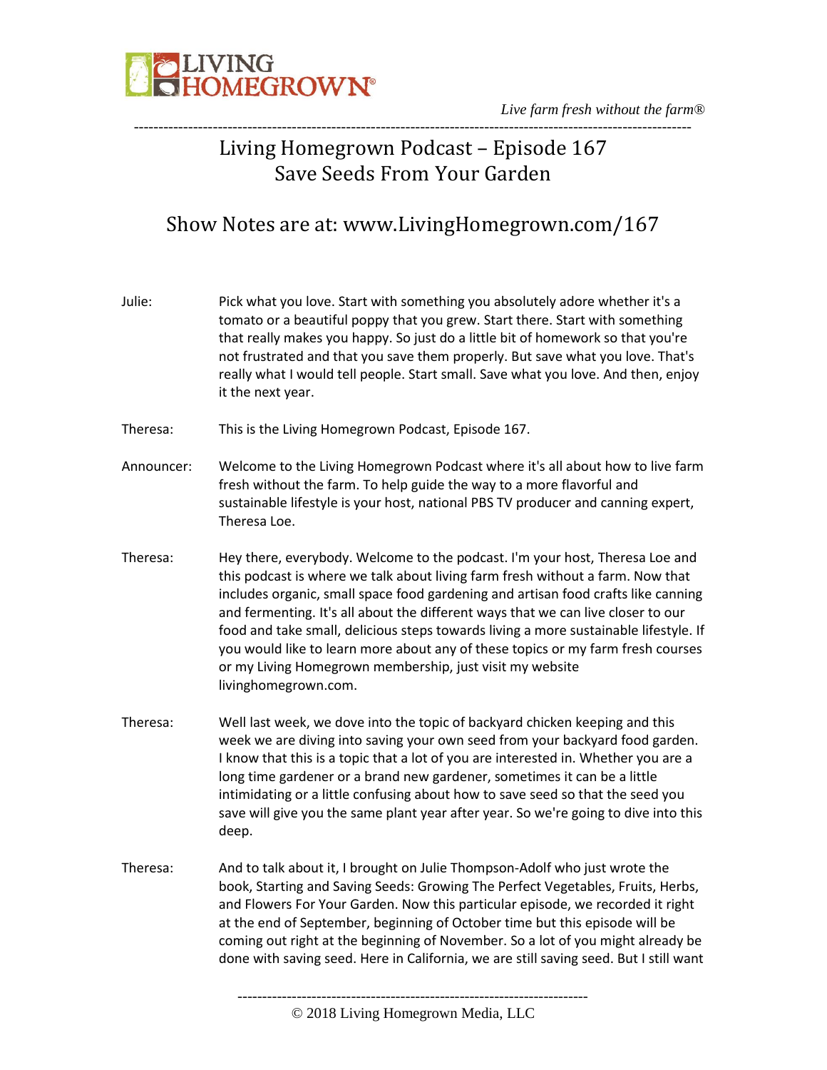Live farm fresh without the farm®

# Living Homegrown Podcast – Episode 167
# Save Seeds From Your Garden

## Show Notes are at: www.LivingHomegrown.com/167

Julie: Pick what you love. Start with something you absolutely adore whether it's a tomato or a beautiful poppy that you grew. Start there. Start with something that really makes you happy. So just do a little bit of homework so that you're not frustrated and that you save them properly. But save what you love. That's really what I would tell people. Start small. Save what you love. And then, enjoy it the next year.

Theresa: This is the Living Homegrown Podcast, Episode 167.

Announcer: Welcome to the Living Homegrown Podcast where it's all about how to live farm fresh without the farm. To help guide the way to a more flavorful and sustainable lifestyle is your host, national PBS TV producer and canning expert, Theresa Loe.

Theresa: Hey there, everybody. Welcome to the podcast. I'm your host, Theresa Loe and this podcast is where we talk about living farm fresh without a farm. Now that includes organic, small space food gardening and artisan food crafts like canning and fermenting. It's all about the different ways that we can live closer to our food and take small, delicious steps towards living a more sustainable lifestyle. If you would like to learn more about any of these topics or my farm fresh courses or my Living Homegrown membership, just visit my website livinghomegrown.com.

Theresa: Well last week, we dove into the topic of backyard chicken keeping and this week we are diving into saving your own seed from your backyard food garden. I know that this is a topic that a lot of you are interested in. Whether you are a long time gardener or a brand new gardener, sometimes it can be a little intimidating or a little confusing about how to save seed so that the seed you save will give you the same plant year after year. So we're going to dive into this deep.

Theresa: And to talk about it, I brought on Julie Thompson-Adolf who just wrote the book, Starting and Saving Seeds: Growing The Perfect Vegetables, Fruits, Herbs, and Flowers For Your Garden. Now this particular episode, we recorded it right at the end of September, beginning of October time but this episode will be coming out right at the beginning of November. So a lot of you might already be done with saving seed. Here in California, we are still saving seed. But I still want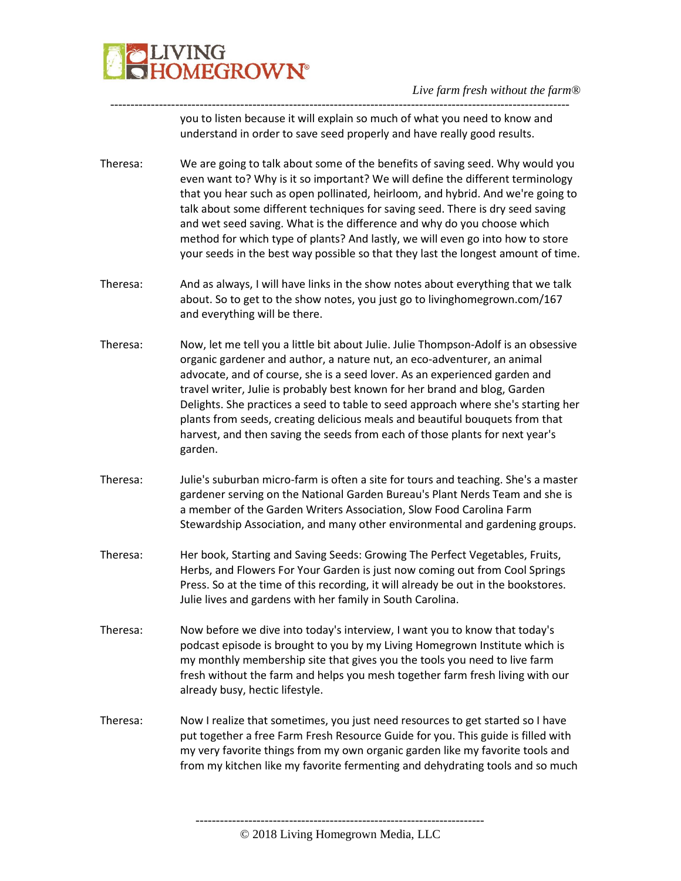you to listen because it will explain so much of what you need to know and understand in order to save seed properly and have really good results.

Theresa: We are going to talk about some of the benefits of saving seed. Why would you even want to? Why is it so important? We will define the different terminology that you hear such as open pollinated, heirloom, and hybrid. And we're going to talk about some different techniques for saving seed. There is dry seed saving and wet seed saving. What is the difference and why do you choose which method for which type of plants? And lastly, we will even go into how to store your seeds in the best way possible so that they last the longest amount of time.

Theresa: And as always, I will have links in the show notes about everything that we talk about. So to get to the show notes, you just go to livinghomegrown.com/167 and everything will be there.

Theresa: Now, let me tell you a little bit about Julie. Julie Thompson-Adolf is an obsessive organic gardener and author, a nature nut, an eco-adventurer, an animal advocate, and of course, she is a seed lover. As an experienced garden and travel writer, Julie is probably best known for her brand and blog, Garden Delights. She practices a seed to table to seed approach where she's starting her plants from seeds, creating delicious meals and beautiful bouquets from that harvest, and then saving the seeds from each of those plants for next year's garden.

Theresa: Julie's suburban micro-farm is often a site for tours and teaching. She's a master gardener serving on the National Garden Bureau's Plant Nerds Team and she is a member of the Garden Writers Association, Slow Food Carolina Farm Stewardship Association, and many other environmental and gardening groups.

Theresa: Her book, Starting and Saving Seeds: Growing The Perfect Vegetables, Fruits, Herbs, and Flowers For Your Garden is just now coming out from Cool Springs Press. So at the time of this recording, it will already be out in the bookstores. Julie lives and gardens with her family in South Carolina.

Theresa: Now before we dive into today's interview, I want you to know that today's podcast episode is brought to you by my Living Homegrown Institute which is my monthly membership site that gives you the tools you need to live farm fresh without the farm and helps you mesh together farm fresh living with our already busy, hectic lifestyle.

Theresa: Now I realize that sometimes, you just need resources to get started so I have put together a free Farm Fresh Resource Guide for you. This guide is filled with my very favorite things from my own organic garden like my favorite tools and from my kitchen like my favorite fermenting and dehydrating tools and so much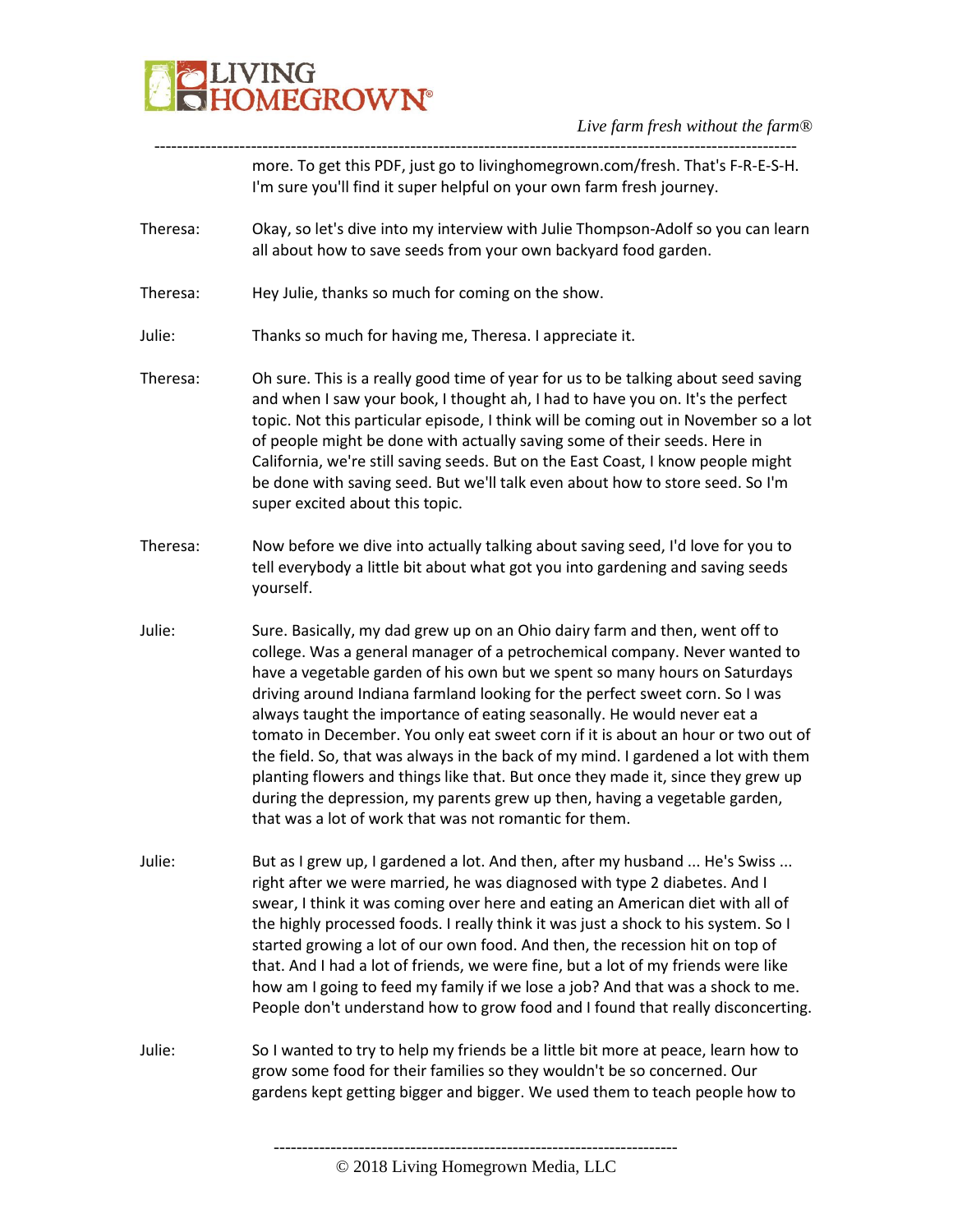more. To get this PDF, just go to livinghomegrown.com/fresh. That's F-R-E-S-H. I'm sure you'll find it super helpful on your own farm fresh journey.

Theresa: Okay, so let's dive into my interview with Julie Thompson-Adolf so you can learn all about how to save seeds from your own backyard food garden.

Theresa: Hey Julie, thanks so much for coming on the show.

Julie: Thanks so much for having me, Theresa. I appreciate it.

Theresa: Oh sure. This is a really good time of year for us to be talking about seed saving and when I saw your book, I thought ah, I had to have you on. It's the perfect topic. Not this particular episode, I think will be coming out in November so a lot of people might be done with actually saving some of their seeds. Here in California, we're still saving seeds. But on the East Coast, I know people might be done with saving seed. But we'll talk even about how to store seed. So I'm super excited about this topic.

Theresa: Now before we dive into actually talking about saving seed, I'd love for you to tell everybody a little bit about what got you into gardening and saving seeds yourself.

Julie: Sure. Basically, my dad grew up on an Ohio dairy farm and then, went off to college. Was a general manager of a petrochemical company. Never wanted to have a vegetable garden of his own but we spent so many hours on Saturdays driving around Indiana farmland looking for the perfect sweet corn. So I was always taught the importance of eating seasonally. He would never eat a tomato in December. You only eat sweet corn if it is about an hour or two out of the field. So, that was always in the back of my mind. I gardened a lot with them planting flowers and things like that. But once they made it, since they grew up during the depression, my parents grew up then, having a vegetable garden, that was a lot of work that was not romantic for them.

Julie: But as I grew up, I gardened a lot. And then, after my husband ... He's Swiss ... right after we were married, he was diagnosed with type 2 diabetes. And I swear, I think it was coming over here and eating an American diet with all of the highly processed foods. I really think it was just a shock to his system. So I started growing a lot of our own food. And then, the recession hit on top of that. And I had a lot of friends, we were fine, but a lot of my friends were like how am I going to feed my family if we lose a job? And that was a shock to me. People don't understand how to grow food and I found that really disconcerting.

Julie: So I wanted to try to help my friends be a little bit more at peace, learn how to grow some food for their families so they wouldn't be so concerned. Our gardens kept getting bigger and bigger. We used them to teach people how to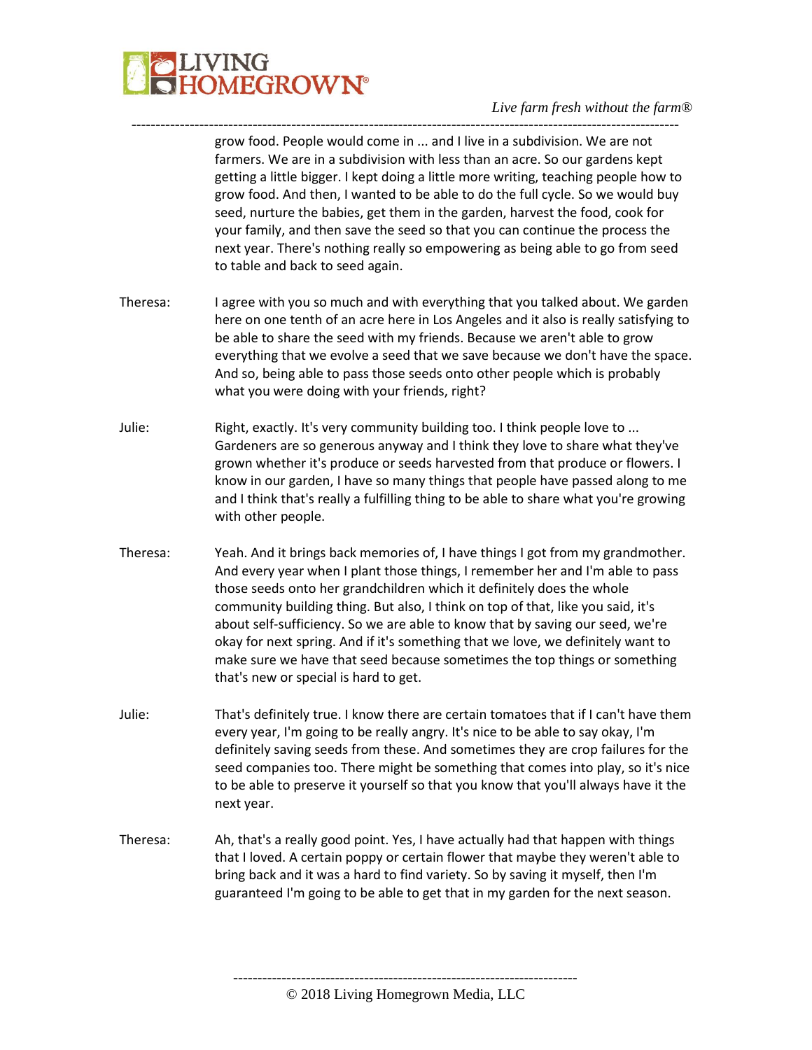grow food. People would come in ... and I live in a subdivision. We are not farmers. We are in a subdivision with less than an acre. So our gardens kept getting a little bigger. I kept doing a little more writing, teaching people how to grow food. And then, I wanted to be able to do the full cycle. So we would buy seed, nurture the babies, get them in the garden, harvest the food, cook for your family, and then save the seed so that you can continue the process the next year. There's nothing really so empowering as being able to go from seed to table and back to seed again.

Theresa: I agree with you so much and with everything that you talked about. We garden here on one tenth of an acre here in Los Angeles and it also is really satisfying to be able to share the seed with my friends. Because we aren't able to grow everything that we evolve a seed that we save because we don't have the space. And so, being able to pass those seeds onto other people which is probably what you were doing with your friends, right?

Julie: Right, exactly. It's very community building too. I think people love to ... Gardeners are so generous anyway and I think they love to share what they've grown whether it's produce or seeds harvested from that produce or flowers. I know in our garden, I have so many things that people have passed along to me and I think that's really a fulfilling thing to be able to share what you're growing with other people.

Theresa: Yeah. And it brings back memories of, I have things I got from my grandmother. And every year when I plant those things, I remember her and I'm able to pass those seeds onto her grandchildren which it definitely does the whole community building thing. But also, I think on top of that, like you said, it's about self-sufficiency. So we are able to know that by saving our seed, we're okay for next spring. And if it's something that we love, we definitely want to make sure we have that seed because sometimes the top things or something that's new or special is hard to get.

Julie: That's definitely true. I know there are certain tomatoes that if I can't have them every year, I'm going to be really angry. It's nice to be able to say okay, I'm definitely saving seeds from these. And sometimes they are crop failures for the seed companies too. There might be something that comes into play, so it's nice to be able to preserve it yourself so that you know that you'll always have it the next year.

Theresa: Ah, that's a really good point. Yes, I have actually had that happen with things that I loved. A certain poppy or certain flower that maybe they weren't able to bring back and it was a hard to find variety. So by saving it myself, then I'm guaranteed I'm going to be able to get that in my garden for the next season.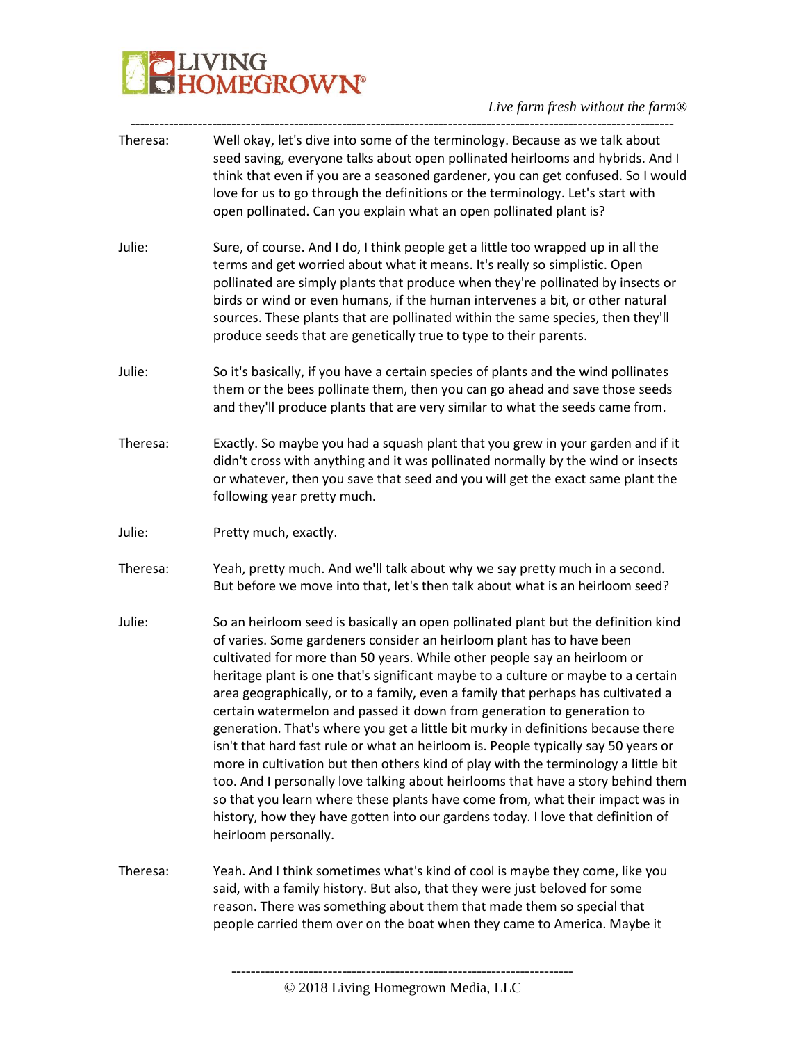Theresa: Well okay, let's dive into some of the terminology. Because as we talk about seed saving, everyone talks about open pollinated heirlooms and hybrids. And I think that even if you are a seasoned gardener, you can get confused. So I would love for us to go through the definitions or the terminology. Let's start with open pollinated. Can you explain what an open pollinated plant is?

Julie: Sure, of course. And I do, I think people get a little too wrapped up in all the terms and get worried about what it means. It's really so simplistic. Open pollinated are simply plants that produce when they're pollinated by insects or birds or wind or even humans, if the human intervenes a bit, or other natural sources. These plants that are pollinated within the same species, then they'll produce seeds that are genetically true to type to their parents.

Julie: So it's basically, if you have a certain species of plants and the wind pollinates them or the bees pollinate them, then you can go ahead and save those seeds and they'll produce plants that are very similar to what the seeds came from.

Theresa: Exactly. So maybe you had a squash plant that you grew in your garden and if it didn't cross with anything and it was pollinated normally by the wind or insects or whatever, then you save that seed and you will get the exact same plant the following year pretty much.

Julie: Pretty much, exactly.

Theresa: Yeah, pretty much. And we'll talk about why we say pretty much in a second. But before we move into that, let's then talk about what is an heirloom seed?

Julie: So an heirloom seed is basically an open pollinated plant but the definition kind of varies. Some gardeners consider an heirloom plant has to have been cultivated for more than 50 years. While other people say an heirloom or heritage plant is one that's significant maybe to a culture or maybe to a certain area geographically, or to a family, even a family that perhaps has cultivated a certain watermelon and passed it down from generation to generation to generation. That's where you get a little bit murky in definitions because there isn't that hard fast rule or what an heirloom is. People typically say 50 years or more in cultivation but then others kind of play with the terminology a little bit too. And I personally love talking about heirlooms that have a story behind them so that you learn where these plants have come from, what their impact was in history, how they have gotten into our gardens today. I love that definition of heirloom personally.

Theresa: Yeah. And I think sometimes what's kind of cool is maybe they come, like you said, with a family history. But also, that they were just beloved for some reason. There was something about them that made them so special that people carried them over on the boat when they came to America. Maybe it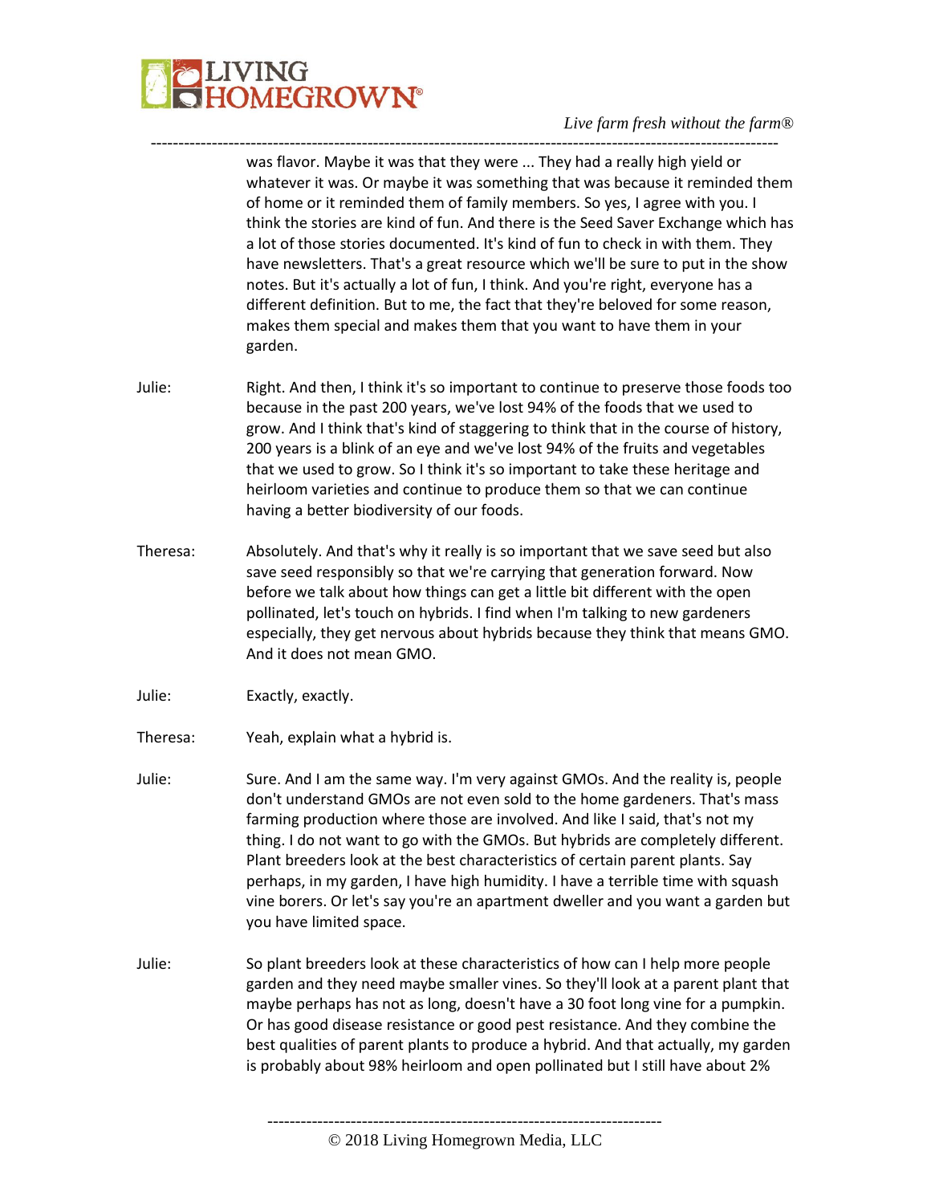was flavor. Maybe it was that they were ... They had a really high yield or whatever it was. Or maybe it was something that was because it reminded them of home or it reminded them of family members. So yes, I agree with you. I think the stories are kind of fun. And there is the Seed Saver Exchange which has a lot of those stories documented. It's kind of fun to check in with them. They have newsletters. That's a great resource which we'll be sure to put in the show notes. But it's actually a lot of fun, I think. And you're right, everyone has a different definition. But to me, the fact that they're beloved for some reason, makes them special and makes them that you want to have them in your garden.

Julie: Right. And then, I think it's so important to continue to preserve those foods too because in the past 200 years, we've lost 94% of the foods that we used to grow. And I think that's kind of staggering to think that in the course of history, 200 years is a blink of an eye and we've lost 94% of the fruits and vegetables that we used to grow. So I think it's so important to take these heritage and heirloom varieties and continue to produce them so that we can continue having a better biodiversity of our foods.

Theresa: Absolutely. And that's why it really is so important that we save seed but also save seed responsibly so that we're carrying that generation forward. Now before we talk about how things can get a little bit different with the open pollinated, let's touch on hybrids. I find when I'm talking to new gardeners especially, they get nervous about hybrids because they think that means GMO. And it does not mean GMO.

Julie: Exactly, exactly.

Theresa: Yeah, explain what a hybrid is.

Julie: Sure. And I am the same way. I'm very against GMOs. And the reality is, people don't understand GMOs are not even sold to the home gardeners. That's mass farming production where those are involved. And like I said, that's not my thing. I do not want to go with the GMOs. But hybrids are completely different. Plant breeders look at the best characteristics of certain parent plants. Say perhaps, in my garden, I have high humidity. I have a terrible time with squash vine borers. Or let's say you're an apartment dweller and you want a garden but you have limited space.

Julie: So plant breeders look at these characteristics of how can I help more people garden and they need maybe smaller vines. So they'll look at a parent plant that maybe perhaps has not as long, doesn't have a 30 foot long vine for a pumpkin. Or has good disease resistance or good pest resistance. And they combine the best qualities of parent plants to produce a hybrid. And that actually, my garden is probably about 98% heirloom and open pollinated but I still have about 2%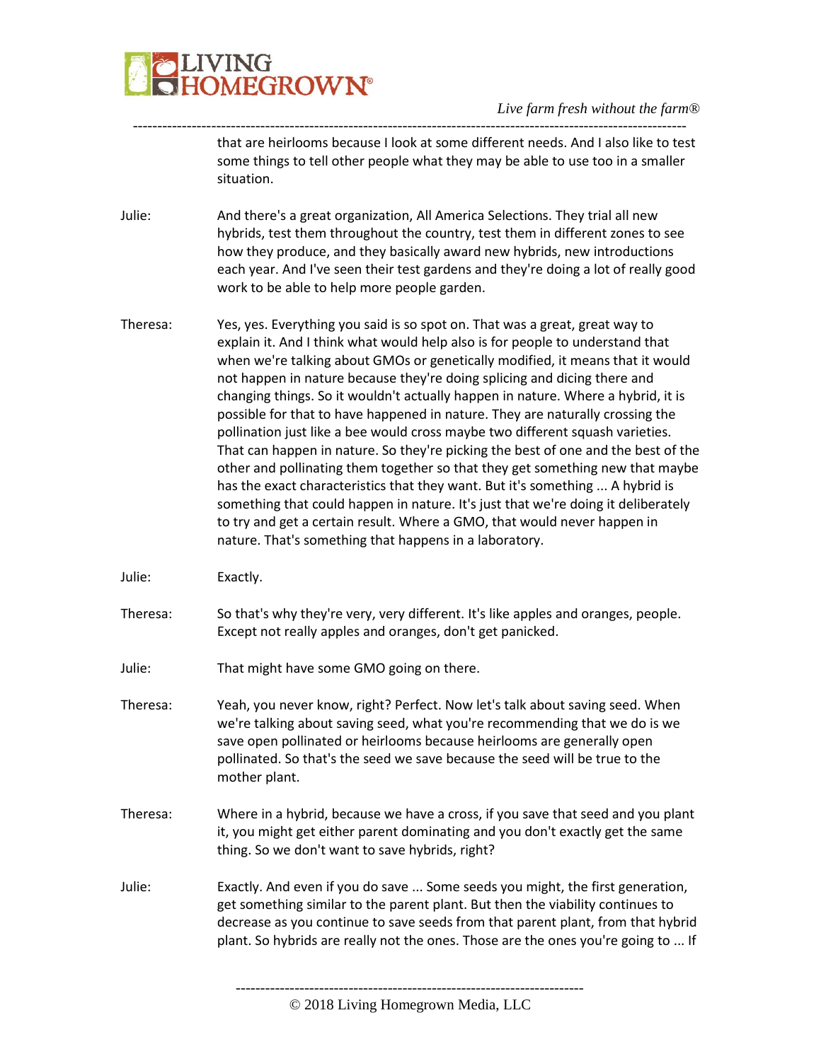that are heirlooms because I look at some different needs. And I also like to test some things to tell other people what they may be able to use too in a smaller situation.

Julie: And there's a great organization, All America Selections. They trial all new hybrids, test them throughout the country, test them in different zones to see how they produce, and they basically award new hybrids, new introductions each year. And I've seen their test gardens and they're doing a lot of really good work to be able to help more people garden.

Theresa: Yes, yes. Everything you said is so spot on. That was a great, great way to explain it. And I think what would help also is for people to understand that when we're talking about GMOs or genetically modified, it means that it would not happen in nature because they're doing splicing and dicing there and changing things. So it wouldn't actually happen in nature. Where a hybrid, it is possible for that to have happened in nature. They are naturally crossing the pollination just like a bee would cross maybe two different squash varieties. That can happen in nature. So they're picking the best of one and the best of the other and pollinating them together so that they get something new that maybe has the exact characteristics that they want. But it's something ... A hybrid is something that could happen in nature. It's just that we're doing it deliberately to try and get a certain result. Where a GMO, that would never happen in nature. That's something that happens in a laboratory.

Julie: Exactly.

Theresa: So that's why they're very, very different. It's like apples and oranges, people. Except not really apples and oranges, don't get panicked.

Julie: That might have some GMO going on there.

Theresa: Yeah, you never know, right? Perfect. Now let's talk about saving seed. When we're talking about saving seed, what you're recommending that we do is we save open pollinated or heirlooms because heirlooms are generally open pollinated. So that's the seed we save because the seed will be true to the mother plant.

Theresa: Where in a hybrid, because we have a cross, if you save that seed and you plant it, you might get either parent dominating and you don't exactly get the same thing. So we don't want to save hybrids, right?

Julie: Exactly. And even if you do save ... Some seeds you might, the first generation, get something similar to the parent plant. But then the viability continues to decrease as you continue to save seeds from that parent plant, from that hybrid plant. So hybrids are really not the ones. Those are the ones you're going to ... If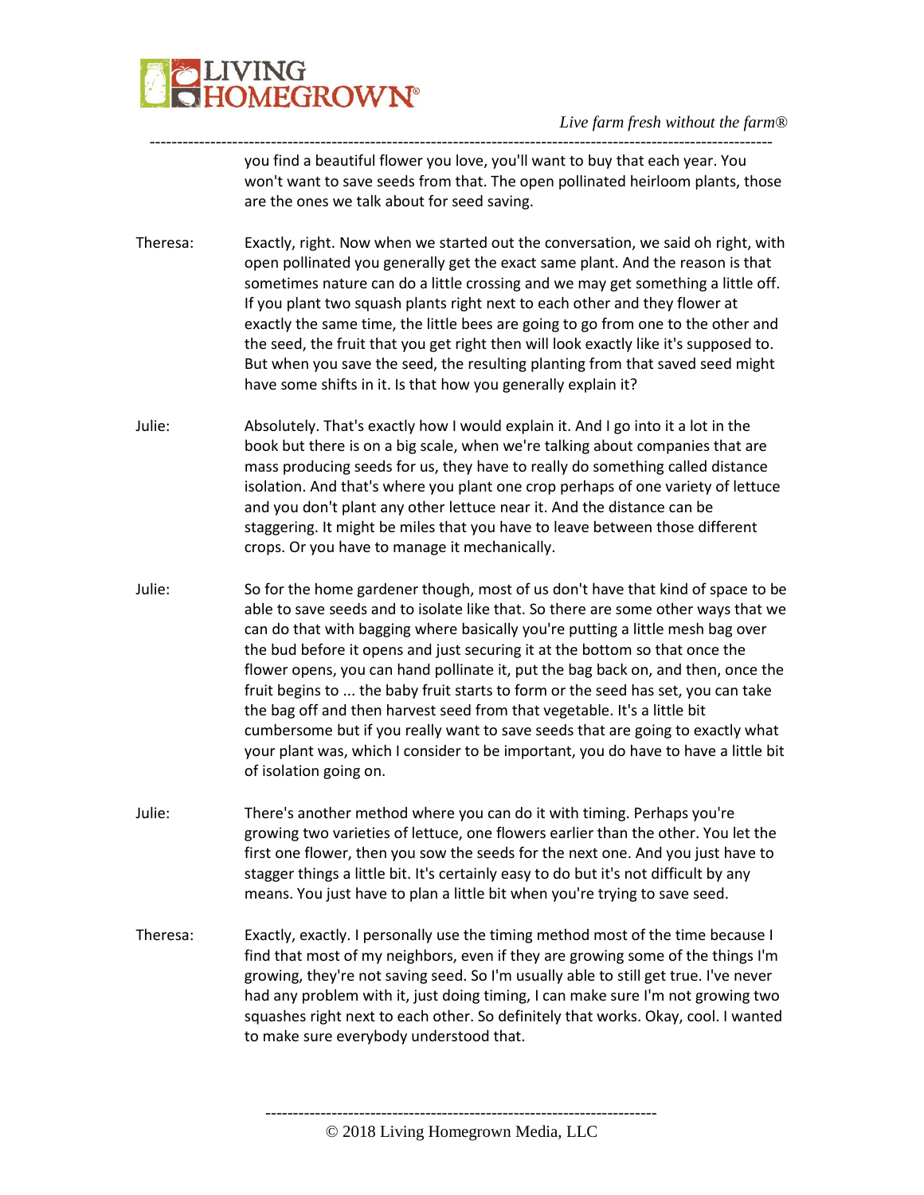you find a beautiful flower you love, you'll want to buy that each year. You won't want to save seeds from that. The open pollinated heirloom plants, those are the ones we talk about for seed saving.

Theresa: Exactly, right. Now when we started out the conversation, we said oh right, with open pollinated you generally get the exact same plant. And the reason is that sometimes nature can do a little crossing and we may get something a little off. If you plant two squash plants right next to each other and they flower at exactly the same time, the little bees are going to go from one to the other and the seed, the fruit that you get right then will look exactly like it's supposed to. But when you save the seed, the resulting planting from that saved seed might have some shifts in it. Is that how you generally explain it?

Julie: Absolutely. That's exactly how I would explain it. And I go into it a lot in the book but there is on a big scale, when we're talking about companies that are mass producing seeds for us, they have to really do something called distance isolation. And that's where you plant one crop perhaps of one variety of lettuce and you don't plant any other lettuce near it. And the distance can be staggering. It might be miles that you have to leave between those different crops. Or you have to manage it mechanically.

Julie: So for the home gardener though, most of us don't have that kind of space to be able to save seeds and to isolate like that. So there are some other ways that we can do that with bagging where basically you're putting a little mesh bag over the bud before it opens and just securing it at the bottom so that once the flower opens, you can hand pollinate it, put the bag back on, and then, once the fruit begins to ... the baby fruit starts to form or the seed has set, you can take the bag off and then harvest seed from that vegetable. It's a little bit cumbersome but if you really want to save seeds that are going to exactly what your plant was, which I consider to be important, you do have to have a little bit of isolation going on.

Julie: There's another method where you can do it with timing. Perhaps you're growing two varieties of lettuce, one flowers earlier than the other. You let the first one flower, then you sow the seeds for the next one. And you just have to stagger things a little bit. It's certainly easy to do but it's not difficult by any means. You just have to plan a little bit when you're trying to save seed.

Theresa: Exactly, exactly. I personally use the timing method most of the time because I find that most of my neighbors, even if they are growing some of the things I'm growing, they're not saving seed. So I'm usually able to still get true. I've never had any problem with it, just doing timing, I can make sure I'm not growing two squashes right next to each other. So definitely that works. Okay, cool. I wanted to make sure everybody understood that.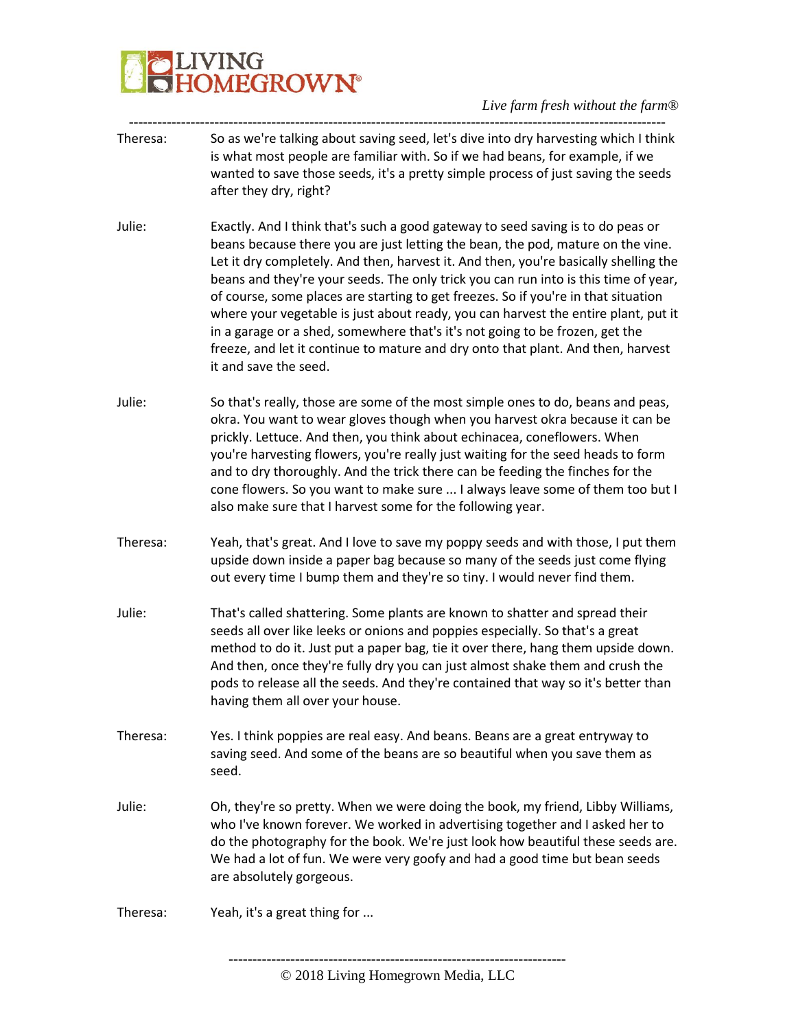Theresa: So as we're talking about saving seed, let's dive into dry harvesting which I think is what most people are familiar with. So if we had beans, for example, if we wanted to save those seeds, it's a pretty simple process of just saving the seeds after they dry, right?

Julie: Exactly. And I think that's such a good gateway to seed saving is to do peas or beans because there you are just letting the bean, the pod, mature on the vine. Let it dry completely. And then, harvest it. And then, you're basically shelling the beans and they're your seeds. The only trick you can run into is this time of year, of course, some places are starting to get freezes. So if you're in that situation where your vegetable is just about ready, you can harvest the entire plant, put it in a garage or a shed, somewhere that's it's not going to be frozen, get the freeze, and let it continue to mature and dry onto that plant. And then, harvest it and save the seed.

Julie: So that's really, those are some of the most simple ones to do, beans and peas, okra. You want to wear gloves though when you harvest okra because it can be prickly. Lettuce. And then, you think about echinacea, coneflowers. When you're harvesting flowers, you're really just waiting for the seed heads to form and to dry thoroughly. And the trick there can be feeding the finches for the cone flowers. So you want to make sure ... I always leave some of them too but I also make sure that I harvest some for the following year.

Theresa: Yeah, that's great. And I love to save my poppy seeds and with those, I put them upside down inside a paper bag because so many of the seeds just come flying out every time I bump them and they're so tiny. I would never find them.

Julie: That's called shattering. Some plants are known to shatter and spread their seeds all over like leeks or onions and poppies especially. So that's a great method to do it. Just put a paper bag, tie it over there, hang them upside down. And then, once they're fully dry you can just almost shake them and crush the pods to release all the seeds. And they're contained that way so it's better than having them all over your house.

Theresa: Yes. I think poppies are real easy. And beans. Beans are a great entryway to saving seed. And some of the beans are so beautiful when you save them as seed.

Julie: Oh, they're so pretty. When we were doing the book, my friend, Libby Williams, who I've known forever. We worked in advertising together and I asked her to do the photography for the book. We're just look how beautiful these seeds are. We had a lot of fun. We were very goofy and had a good time but bean seeds are absolutely gorgeous.

Theresa: Yeah, it's a great thing for ...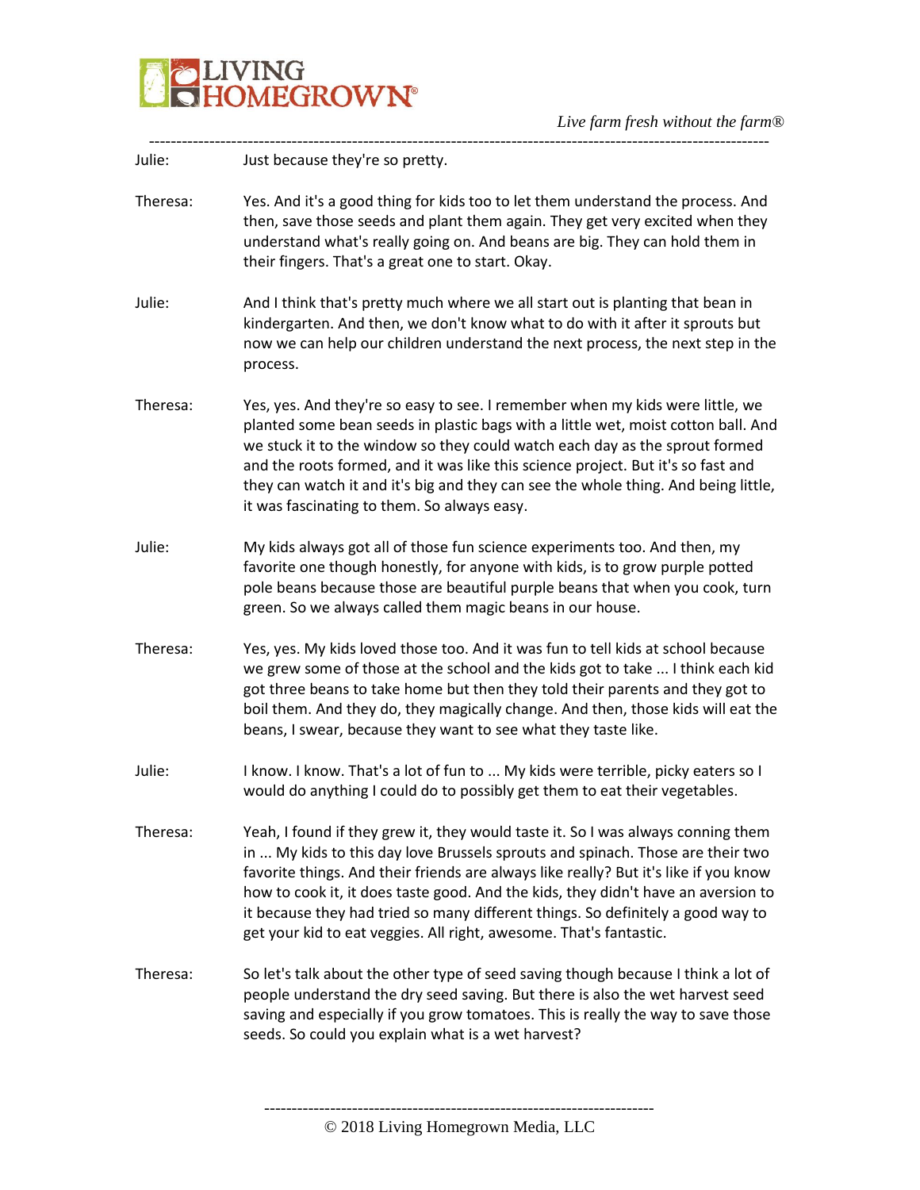Julie: Just because they're so pretty.

Theresa: Yes. And it's a good thing for kids too to let them understand the process. And then, save those seeds and plant them again. They get very excited when they understand what's really going on. And beans are big. They can hold them in their fingers. That's a great one to start. Okay.

Julie: And I think that's pretty much where we all start out is planting that bean in kindergarten. And then, we don't know what to do with it after it sprouts but now we can help our children understand the next process, the next step in the process.

Theresa: Yes, yes. And they're so easy to see. I remember when my kids were little, we planted some bean seeds in plastic bags with a little wet, moist cotton ball. And we stuck it to the window so they could watch each day as the sprout formed and the roots formed, and it was like this science project. But it's so fast and they can watch it and it's big and they can see the whole thing. And being little, it was fascinating to them. So always easy.

Julie: My kids always got all of those fun science experiments too. And then, my favorite one though honestly, for anyone with kids, is to grow purple potted pole beans because those are beautiful purple beans that when you cook, turn green. So we always called them magic beans in our house.

Theresa: Yes, yes. My kids loved those too. And it was fun to tell kids at school because we grew some of those at the school and the kids got to take ... I think each kid got three beans to take home but then they told their parents and they got to boil them. And they do, they magically change. And then, those kids will eat the beans, I swear, because they want to see what they taste like.

Julie: I know. I know. That's a lot of fun to ... My kids were terrible, picky eaters so I would do anything I could do to possibly get them to eat their vegetables.

Theresa: Yeah, I found if they grew it, they would taste it. So I was always conning them in ... My kids to this day love Brussels sprouts and spinach. Those are their two favorite things. And their friends are always like really? But it's like if you know how to cook it, it does taste good. And the kids, they didn't have an aversion to it because they had tried so many different things. So definitely a good way to get your kid to eat veggies. All right, awesome. That's fantastic.

Theresa: So let's talk about the other type of seed saving though because I think a lot of people understand the dry seed saving. But there is also the wet harvest seed saving and especially if you grow tomatoes. This is really the way to save those seeds. So could you explain what is a wet harvest?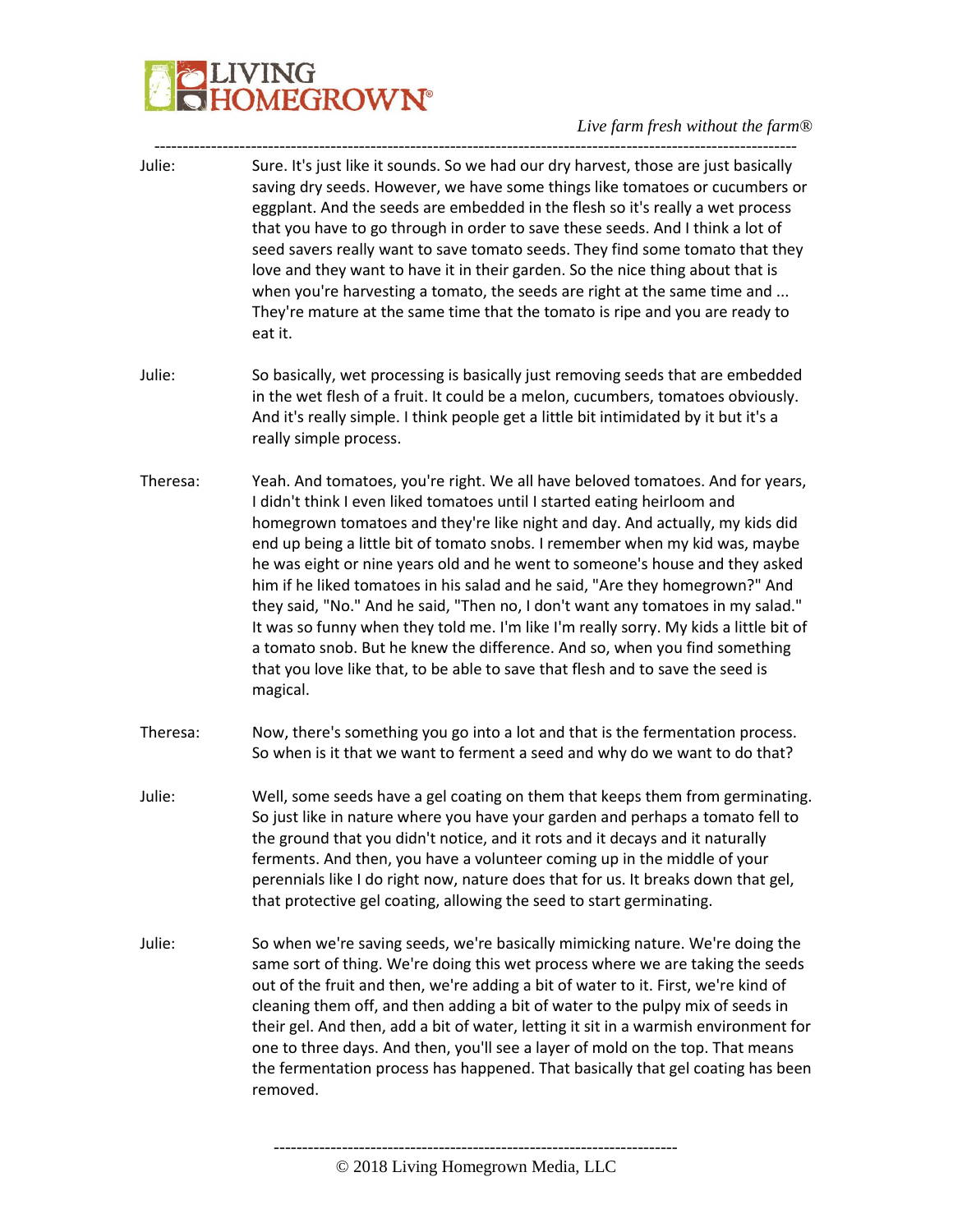Julie: Sure. It's just like it sounds. So we had our dry harvest, those are just basically saving dry seeds. However, we have some things like tomatoes or cucumbers or eggplant. And the seeds are embedded in the flesh so it's really a wet process that you have to go through in order to save these seeds. And I think a lot of seed savers really want to save tomato seeds. They find some tomato that they love and they want to have it in their garden. So the nice thing about that is when you're harvesting a tomato, the seeds are right at the same time and ... They're mature at the same time that the tomato is ripe and you are ready to eat it.

Julie: So basically, wet processing is basically just removing seeds that are embedded in the wet flesh of a fruit. It could be a melon, cucumbers, tomatoes obviously. And it's really simple. I think people get a little bit intimidated by it but it's a really simple process.

Theresa: Yeah. And tomatoes, you're right. We all have beloved tomatoes. And for years, I didn't think I even liked tomatoes until I started eating heirloom and homegrown tomatoes and they're like night and day. And actually, my kids did end up being a little bit of tomato snobs. I remember when my kid was, maybe he was eight or nine years old and he went to someone's house and they asked him if he liked tomatoes in his salad and he said, "Are they homegrown?" And they said, "No." And he said, "Then no, I don't want any tomatoes in my salad." It was so funny when they told me. I'm like I'm really sorry. My kids a little bit of a tomato snob. But he knew the difference. And so, when you find something that you love like that, to be able to save that flesh and to save the seed is magical.

Theresa: Now, there's something you go into a lot and that is the fermentation process. So when is it that we want to ferment a seed and why do we want to do that?

Julie: Well, some seeds have a gel coating on them that keeps them from germinating. So just like in nature where you have your garden and perhaps a tomato fell to the ground that you didn't notice, and it rots and it decays and it naturally ferments. And then, you have a volunteer coming up in the middle of your perennials like I do right now, nature does that for us. It breaks down that gel, that protective gel coating, allowing the seed to start germinating.

Julie: So when we're saving seeds, we're basically mimicking nature. We're doing the same sort of thing. We're doing this wet process where we are taking the seeds out of the fruit and then, we're adding a bit of water to it. First, we're kind of cleaning them off, and then adding a bit of water to the pulpy mix of seeds in their gel. And then, add a bit of water, letting it sit in a warmish environment for one to three days. And then, you'll see a layer of mold on the top. That means the fermentation process has happened. That basically that gel coating has been removed.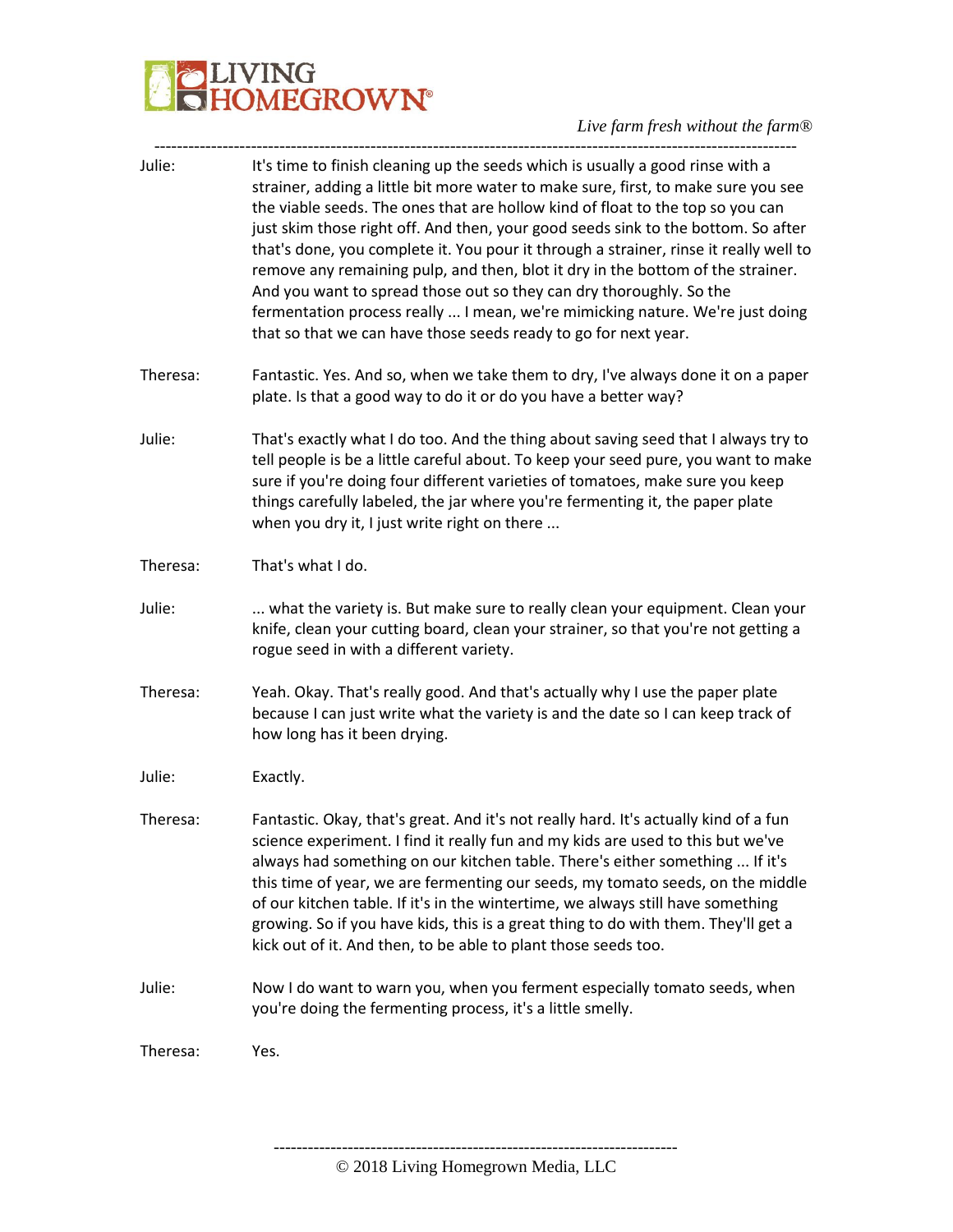Julie: It's time to finish cleaning up the seeds which is usually a good rinse with a strainer, adding a little bit more water to make sure, first, to make sure you see the viable seeds. The ones that are hollow kind of float to the top so you can just skim those right off. And then, your good seeds sink to the bottom. So after that's done, you complete it. You pour it through a strainer, rinse it really well to remove any remaining pulp, and then, blot it dry in the bottom of the strainer. And you want to spread those out so they can dry thoroughly. So the fermentation process really ... I mean, we're mimicking nature. We're just doing that so that we can have those seeds ready to go for next year.

Theresa: Fantastic. Yes. And so, when we take them to dry, I've always done it on a paper plate. Is that a good way to do it or do you have a better way?

Julie: That's exactly what I do too. And the thing about saving seed that I always try to tell people is be a little careful about. To keep your seed pure, you want to make sure if you're doing four different varieties of tomatoes, make sure you keep things carefully labeled, the jar where you're fermenting it, the paper plate when you dry it, I just write right on there ...

Theresa: That's what I do.

Julie: ... what the variety is. But make sure to really clean your equipment. Clean your knife, clean your cutting board, clean your strainer, so that you're not getting a rogue seed in with a different variety.

Theresa: Yeah. Okay. That's really good. And that's actually why I use the paper plate because I can just write what the variety is and the date so I can keep track of how long has it been drying.

Julie: Exactly.

Theresa: Fantastic. Okay, that's great. And it's not really hard. It's actually kind of a fun science experiment. I find it really fun and my kids are used to this but we've always had something on our kitchen table. There's either something ... If it's this time of year, we are fermenting our seeds, my tomato seeds, on the middle of our kitchen table. If it's in the wintertime, we always still have something growing. So if you have kids, this is a great thing to do with them. They'll get a kick out of it. And then, to be able to plant those seeds too.

Julie: Now I do want to warn you, when you ferment especially tomato seeds, when you're doing the fermenting process, it's a little smelly.

Theresa: Yes.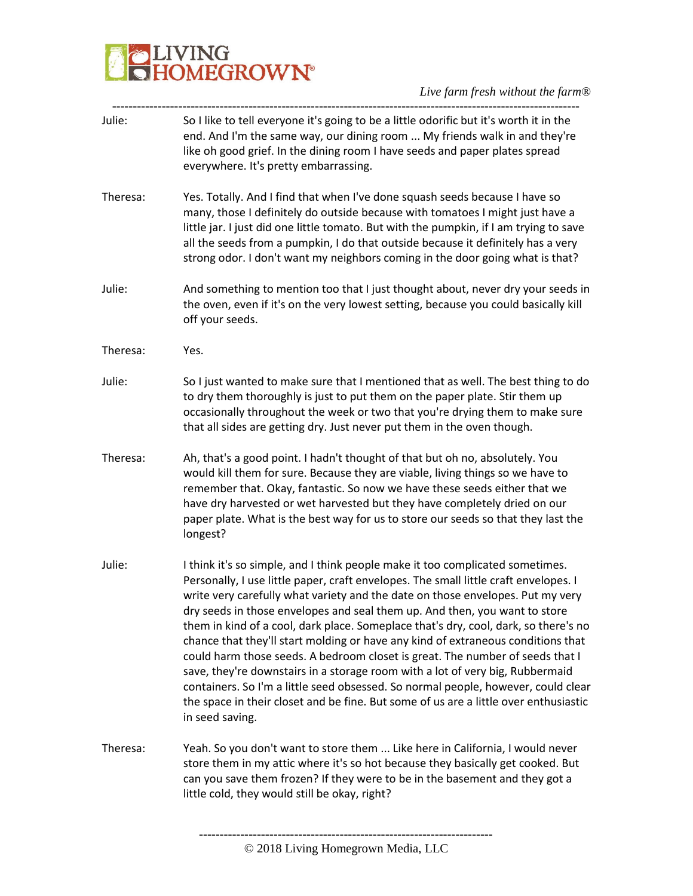Julie: So I like to tell everyone it's going to be a little odorific but it's worth it in the end. And I'm the same way, our dining room ... My friends walk in and they're like oh good grief. In the dining room I have seeds and paper plates spread everywhere. It's pretty embarrassing.

Theresa: Yes. Totally. And I find that when I've done squash seeds because I have so many, those I definitely do outside because with tomatoes I might just have a little jar. I just did one little tomato. But with the pumpkin, if I am trying to save all the seeds from a pumpkin, I do that outside because it definitely has a very strong odor. I don't want my neighbors coming in the door going what is that?

Julie: And something to mention too that I just thought about, never dry your seeds in the oven, even if it's on the very lowest setting, because you could basically kill off your seeds.

Theresa: Yes.

Julie: So I just wanted to make sure that I mentioned that as well. The best thing to do to dry them thoroughly is just to put them on the paper plate. Stir them up occasionally throughout the week or two that you're drying them to make sure that all sides are getting dry. Just never put them in the oven though.

Theresa: Ah, that's a good point. I hadn't thought of that but oh no, absolutely. You would kill them for sure. Because they are viable, living things so we have to remember that. Okay, fantastic. So now we have these seeds either that we have dry harvested or wet harvested but they have completely dried on our paper plate. What is the best way for us to store our seeds so that they last the longest?

Julie: I think it's so simple, and I think people make it too complicated sometimes. Personally, I use little paper, craft envelopes. The small little craft envelopes. I write very carefully what variety and the date on those envelopes. Put my very dry seeds in those envelopes and seal them up. And then, you want to store them in kind of a cool, dark place. Someplace that's dry, cool, dark, so there's no chance that they'll start molding or have any kind of extraneous conditions that could harm those seeds. A bedroom closet is great. The number of seeds that I save, they're downstairs in a storage room with a lot of very big, Rubbermaid containers. So I'm a little seed obsessed. So normal people, however, could clear the space in their closet and be fine. But some of us are a little over enthusiastic in seed saving.

Theresa: Yeah. So you don't want to store them ... Like here in California, I would never store them in my attic where it's so hot because they basically get cooked. But can you save them frozen? If they were to be in the basement and they got a little cold, they would still be okay, right?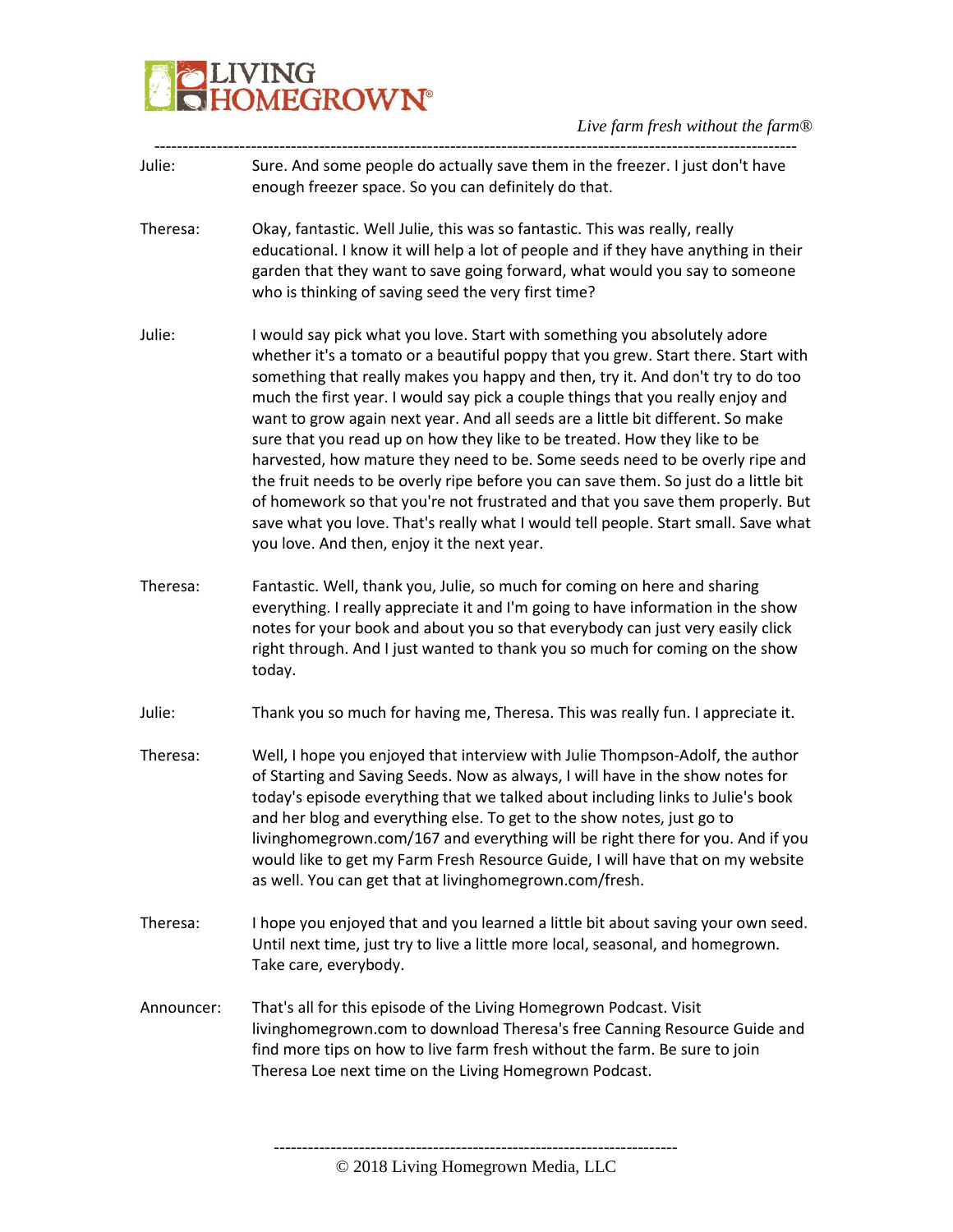Julie: Sure. And some people do actually save them in the freezer. I just don't have enough freezer space. So you can definitely do that.

Theresa: Okay, fantastic. Well Julie, this was so fantastic. This was really, really educational. I know it will help a lot of people and if they have anything in their garden that they want to save going forward, what would you say to someone who is thinking of saving seed the very first time?

Julie: I would say pick what you love. Start with something you absolutely adore whether it's a tomato or a beautiful poppy that you grew. Start there. Start with something that really makes you happy and then, try it. And don't try to do too much the first year. I would say pick a couple things that you really enjoy and want to grow again next year. And all seeds are a little bit different. So make sure that you read up on how they like to be treated. How they like to be harvested, how mature they need to be. Some seeds need to be overly ripe and the fruit needs to be overly ripe before you can save them. So just do a little bit of homework so that you're not frustrated and that you save them properly. But save what you love. That's really what I would tell people. Start small. Save what you love. And then, enjoy it the next year.

Theresa: Fantastic. Well, thank you, Julie, so much for coming on here and sharing everything. I really appreciate it and I'm going to have information in the show notes for your book and about you so that everybody can just very easily click right through. And I just wanted to thank you so much for coming on the show today.

Julie: Thank you so much for having me, Theresa. This was really fun. I appreciate it.

Theresa: Well, I hope you enjoyed that interview with Julie Thompson-Adolf, the author of Starting and Saving Seeds. Now as always, I will have in the show notes for today's episode everything that we talked about including links to Julie's book and her blog and everything else. To get to the show notes, just go to livinghomegrown.com/167 and everything will be right there for you. And if you would like to get my Farm Fresh Resource Guide, I will have that on my website as well. You can get that at livinghomegrown.com/fresh.

Theresa: I hope you enjoyed that and you learned a little bit about saving your own seed. Until next time, just try to live a little more local, seasonal, and homegrown. Take care, everybody.

Announcer: That's all for this episode of the Living Homegrown Podcast. Visit livinghomegrown.com to download Theresa's free Canning Resource Guide and find more tips on how to live farm fresh without the farm. Be sure to join Theresa Loe next time on the Living Homegrown Podcast.